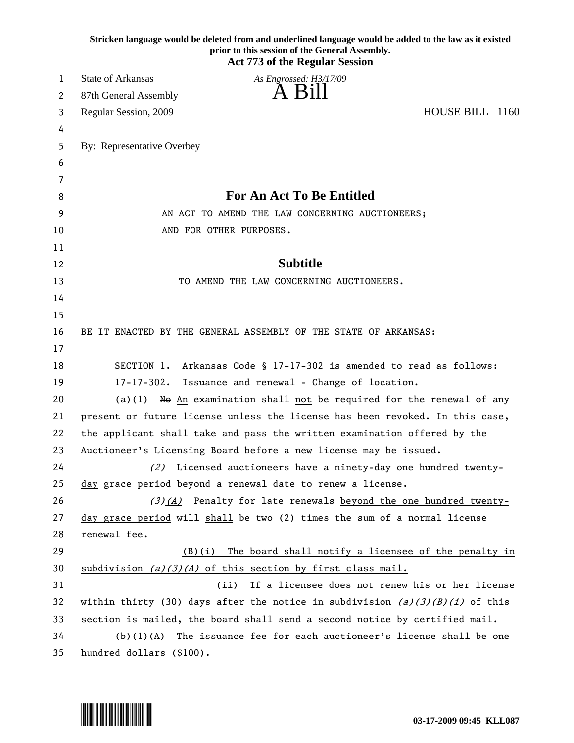**Stricken language would be deleted from and underlined language would be added to the law as it existed prior to this session of the General Assembly.**
**Act 773 of the Regular Session**

State of Arkansas
87th General Assembly
Regular Session, 2009

*As Engrossed: H3/17/09*

# A Bill

HOUSE BILL 1160

By: Representative Overbey

## For An Act To Be Entitled

AN ACT TO AMEND THE LAW CONCERNING AUCTIONEERS; AND FOR OTHER PURPOSES.

## Subtitle

TO AMEND THE LAW CONCERNING AUCTIONEERS.

BE IT ENACTED BY THE GENERAL ASSEMBLY OF THE STATE OF ARKANSAS:

SECTION 1. Arkansas Code § 17-17-302 is amended to read as follows:

17-17-302. Issuance and renewal - Change of location.

(a)(1) ~~No~~ <u>An</u> examination shall <u>not</u> be required for the renewal of any present or future license unless the license has been revoked. In this case, the applicant shall take and pass the written examination offered by the Auctioneer's Licensing Board before a new license may be issued.

*(2)* Licensed auctioneers have a ~~ninety-day~~ <u>one hundred twenty-day</u> grace period beyond a renewal date to renew a license.

*(3)*<u>*(A)*</u> Penalty for late renewals <u>beyond the one hundred twenty-day grace period</u> ~~will~~ <u>shall</u> be two (2) times the sum of a normal license renewal fee.

<u>(B)(i) The board shall notify a licensee of the penalty in subdivision *(a)(3)(A)* of this section by first class mail.</u>

<u>(ii) If a licensee does not renew his or her license within thirty (30) days after the notice in subdivision *(a)(3)(B)(i)* of this section is mailed, the board shall send a second notice by certified mail.</u>

(b)(1)(A) The issuance fee for each auctioneer's license shall be one hundred dollars ($100).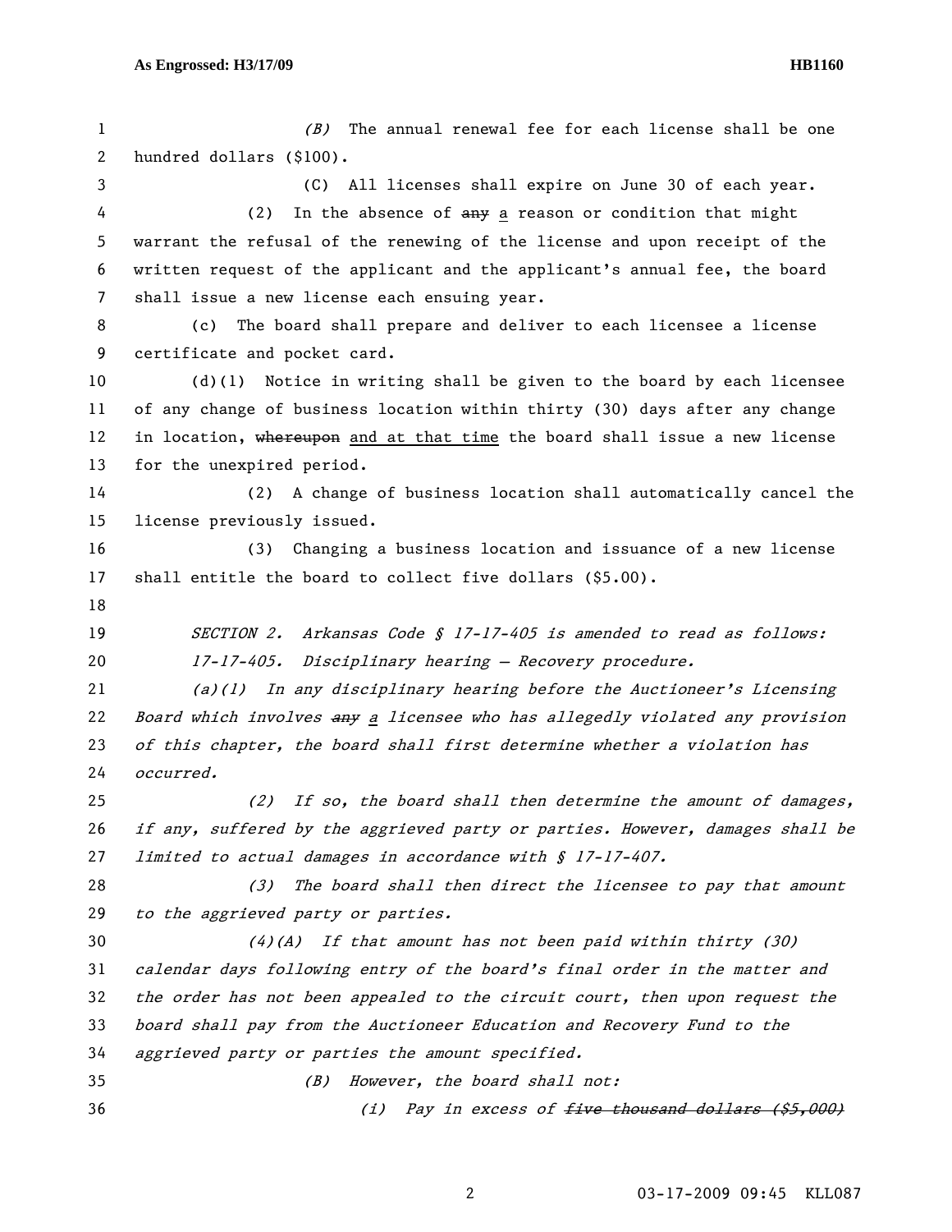(B) The annual renewal fee for each license shall be one hundred dollars ($100).

(C) All licenses shall expire on June 30 of each year.

(2) In the absence of ~~any~~ a reason or condition that might warrant the refusal of the renewing of the license and upon receipt of the written request of the applicant and the applicant's annual fee, the board shall issue a new license each ensuing year.

(c) The board shall prepare and deliver to each licensee a license certificate and pocket card.

(d)(1) Notice in writing shall be given to the board by each licensee of any change of business location within thirty (30) days after any change in location, ~~whereupon~~ and at that time the board shall issue a new license for the unexpired period.

(2) A change of business location shall automatically cancel the license previously issued.

(3) Changing a business location and issuance of a new license shall entitle the board to collect five dollars ($5.00).

*SECTION 2. Arkansas Code § 17-17-405 is amended to read as follows:*

*17-17-405. Disciplinary hearing — Recovery procedure.*

*(a)(1) In any disciplinary hearing before the Auctioneer's Licensing Board which involves ~~any~~ a licensee who has allegedly violated any provision of this chapter, the board shall first determine whether a violation has occurred.*

*(2) If so, the board shall then determine the amount of damages, if any, suffered by the aggrieved party or parties. However, damages shall be limited to actual damages in accordance with § 17-17-407.*

*(3) The board shall then direct the licensee to pay that amount to the aggrieved party or parties.*

*(4)(A) If that amount has not been paid within thirty (30) calendar days following entry of the board's final order in the matter and the order has not been appealed to the circuit court, then upon request the board shall pay from the Auctioneer Education and Recovery Fund to the aggrieved party or parties the amount specified.*

*(B) However, the board shall not:*

*(i) Pay in excess of ~~five thousand dollars ($5,000)~~*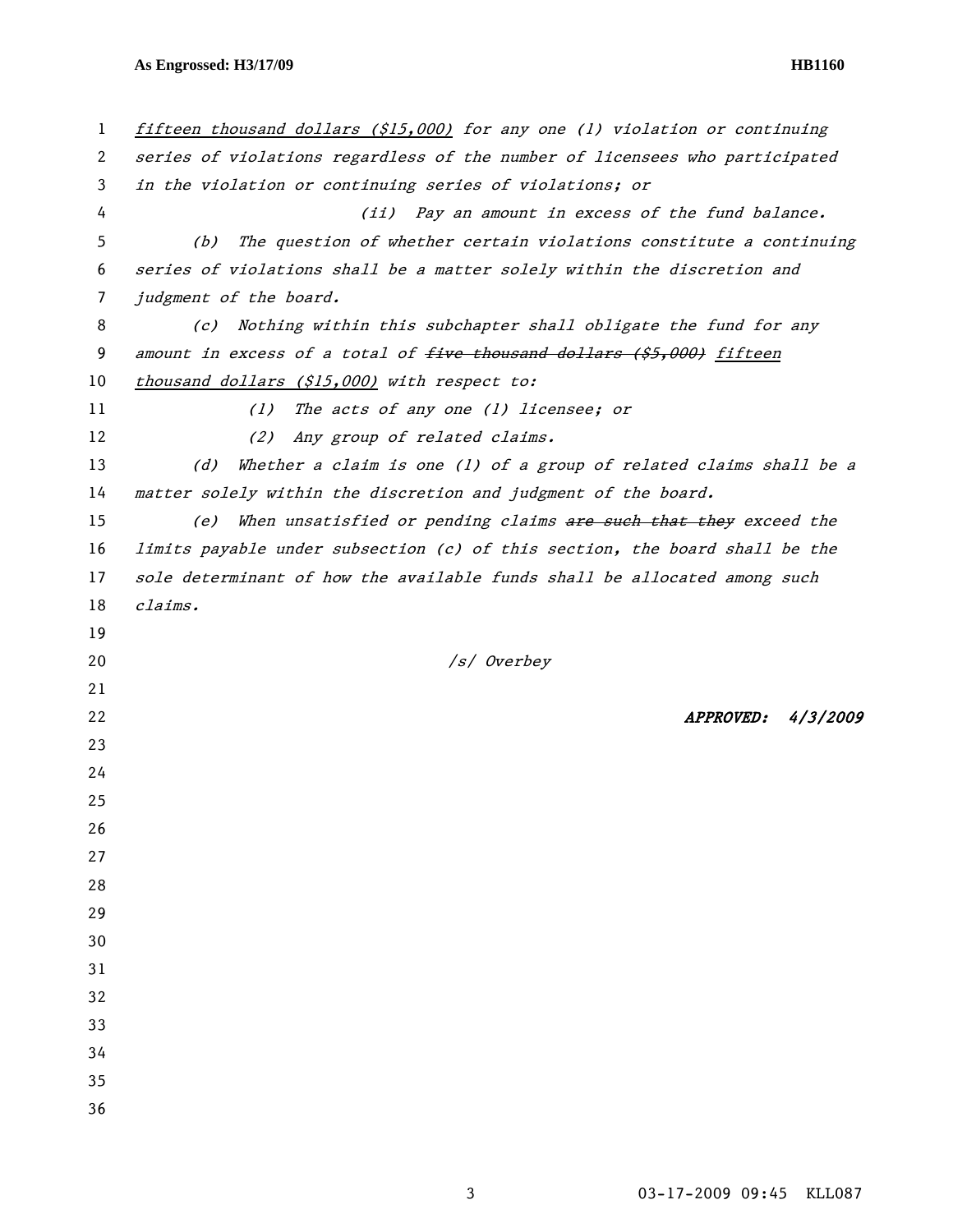*fifteen thousand dollars ($15,000) for any one (1) violation or continuing series of violations regardless of the number of licensees who participated in the violation or continuing series of violations; or*

*(ii) Pay an amount in excess of the fund balance.*

*(b) The question of whether certain violations constitute a continuing series of violations shall be a matter solely within the discretion and judgment of the board.*

*(c) Nothing within this subchapter shall obligate the fund for any amount in excess of a total of ~~five thousand dollars ($5,000)~~ fifteen thousand dollars ($15,000) with respect to:*

*(1) The acts of any one (1) licensee; or*

*(2) Any group of related claims.*

*(d) Whether a claim is one (1) of a group of related claims shall be a matter solely within the discretion and judgment of the board.*

*(e) When unsatisfied or pending claims ~~are such that they~~ exceed the limits payable under subsection (c) of this section, the board shall be the sole determinant of how the available funds shall be allocated among such claims.*

*/s/ Overbey*

***APPROVED: 4/3/2009***

03-17-2009 09:45 KLL087